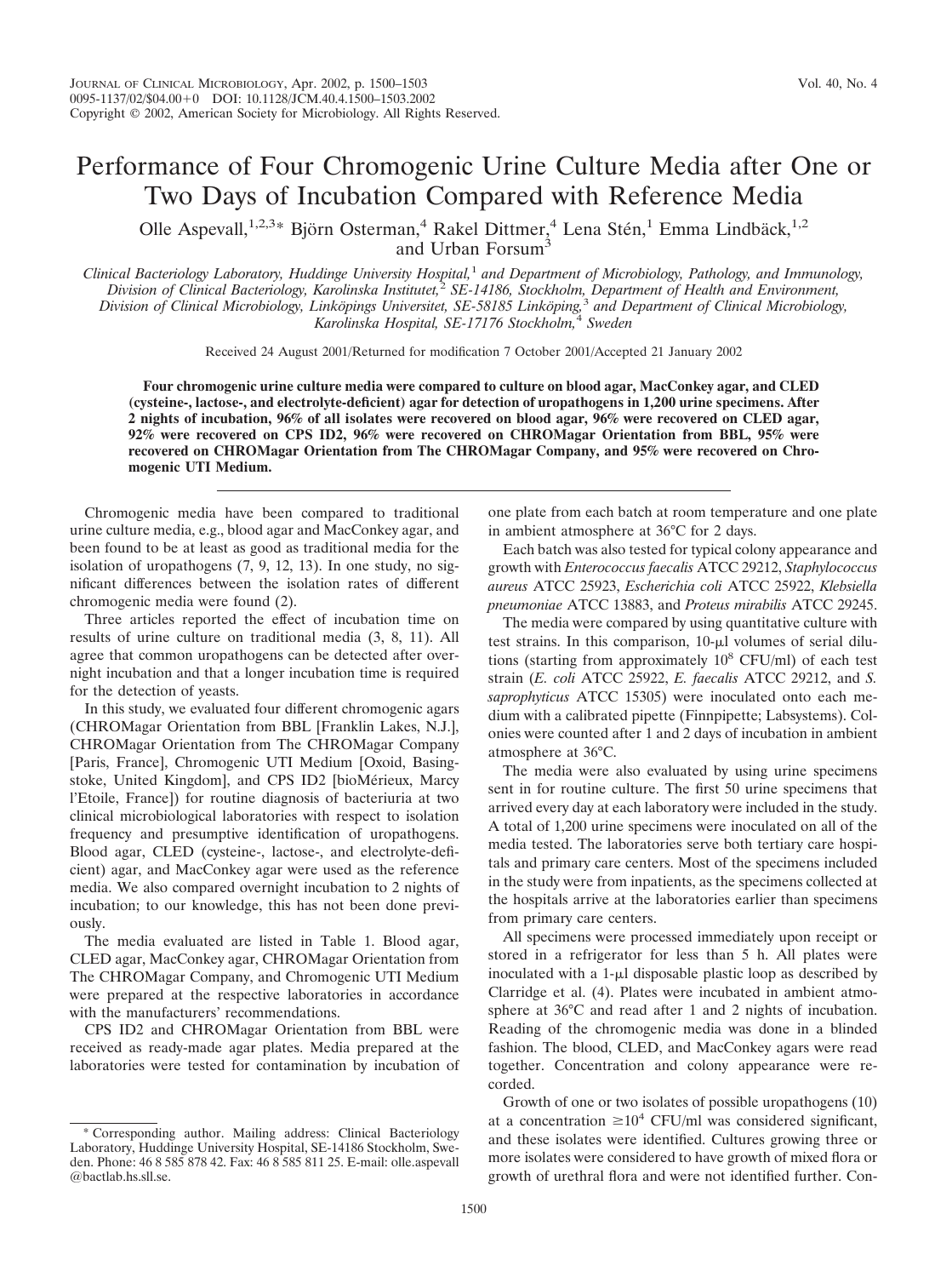# Performance of Four Chromogenic Urine Culture Media after One or Two Days of Incubation Compared with Reference Media

Olle Aspevall,[1,2,3]* Björn Osterman,[4] Rakel Dittmer,[4] Lena Stén,[1] Emma Lindbäck,[1,2] and Urban Forsum[3]

*Clinical Bacteriology Laboratory, Huddinge University Hospital,[1] and Department of Microbiology, Pathology, and Immunology, Division of Clinical Bacteriology, Karolinska Institutet,[2] SE-14186, Stockholm, Department of Health and Environment, Division of Clinical Microbiology, Linköpings Universitet, SE-58185 Linköping,[3] and Department of Clinical Microbiology, Karolinska Hospital, SE-17176 Stockholm,[4] Sweden*

Received 24 August 2001/Returned for modification 7 October 2001/Accepted 21 January 2002

**Four chromogenic urine culture media were compared to culture on blood agar, MacConkey agar, and CLED (cysteine-, lactose-, and electrolyte-deficient) agar for detection of uropathogens in 1,200 urine specimens. After 2 nights of incubation, 96% of all isolates were recovered on blood agar, 96% were recovered on CLED agar, 92% were recovered on CPS ID2, 96% were recovered on CHROMagar Orientation from BBL, 95% were recovered on CHROMagar Orientation from The CHROMagar Company, and 95% were recovered on Chromogenic UTI Medium.**

Chromogenic media have been compared to traditional urine culture media, e.g., blood agar and MacConkey agar, and been found to be at least as good as traditional media for the isolation of uropathogens (7, 9, 12, 13). In one study, no significant differences between the isolation rates of different chromogenic media were found (2).

Three articles reported the effect of incubation time on results of urine culture on traditional media (3, 8, 11). All agree that common uropathogens can be detected after overnight incubation and that a longer incubation time is required for the detection of yeasts.

In this study, we evaluated four different chromogenic agars (CHROMagar Orientation from BBL [Franklin Lakes, N.J.], CHROMagar Orientation from The CHROMagar Company [Paris, France], Chromogenic UTI Medium [Oxoid, Basingstoke, United Kingdom], and CPS ID2 [bioMérieux, Marcy l'Etoile, France]) for routine diagnosis of bacteriuria at two clinical microbiological laboratories with respect to isolation frequency and presumptive identification of uropathogens. Blood agar, CLED (cysteine-, lactose-, and electrolyte-deficient) agar, and MacConkey agar were used as the reference media. We also compared overnight incubation to 2 nights of incubation; to our knowledge, this has not been done previously.

The media evaluated are listed in Table 1. Blood agar, CLED agar, MacConkey agar, CHROMagar Orientation from The CHROMagar Company, and Chromogenic UTI Medium were prepared at the respective laboratories in accordance with the manufacturers' recommendations.

CPS ID2 and CHROMagar Orientation from BBL were received as ready-made agar plates. Media prepared at the laboratories were tested for contamination by incubation of one plate from each batch at room temperature and one plate in ambient atmosphere at 36°C for 2 days.

Each batch was also tested for typical colony appearance and growth with *Enterococcus faecalis* ATCC 29212, *Staphylococcus aureus* ATCC 25923, *Escherichia coli* ATCC 25922, *Klebsiella pneumoniae* ATCC 13883, and *Proteus mirabilis* ATCC 29245.

The media were compared by using quantitative culture with test strains. In this comparison, 10-μl volumes of serial dilutions (starting from approximately $10^8$ CFU/ml) of each test strain (*E. coli* ATCC 25922, *E. faecalis* ATCC 29212, and *S. saprophyticus* ATCC 15305) were inoculated onto each medium with a calibrated pipette (Finnpipette; Labsystems). Colonies were counted after 1 and 2 days of incubation in ambient atmosphere at 36°C.

The media were also evaluated by using urine specimens sent in for routine culture. The first 50 urine specimens that arrived every day at each laboratory were included in the study. A total of 1,200 urine specimens were inoculated on all of the media tested. The laboratories serve both tertiary care hospitals and primary care centers. Most of the specimens included in the study were from inpatients, as the specimens collected at the hospitals arrive at the laboratories earlier than specimens from primary care centers.

All specimens were processed immediately upon receipt or stored in a refrigerator for less than 5 h. All plates were inoculated with a 1-μl disposable plastic loop as described by Clarridge et al. (4). Plates were incubated in ambient atmosphere at 36°C and read after 1 and 2 nights of incubation. Reading of the chromogenic media was done in a blinded fashion. The blood, CLED, and MacConkey agars were read together. Concentration and colony appearance were recorded.

Growth of one or two isolates of possible uropathogens (10) at a concentration $\geq 10^4$ CFU/ml was considered significant, and these isolates were identified. Cultures growing three or more isolates were considered to have growth of mixed flora or growth of urethral flora and were not identified further. Con-

\* Corresponding author. Mailing address: Clinical Bacteriology Laboratory, Huddinge University Hospital, SE-14186 Stockholm, Sweden. Phone: 46 8 585 878 42. Fax: 46 8 585 811 25. E-mail: olle.aspevall@bactlab.hs.sll.se.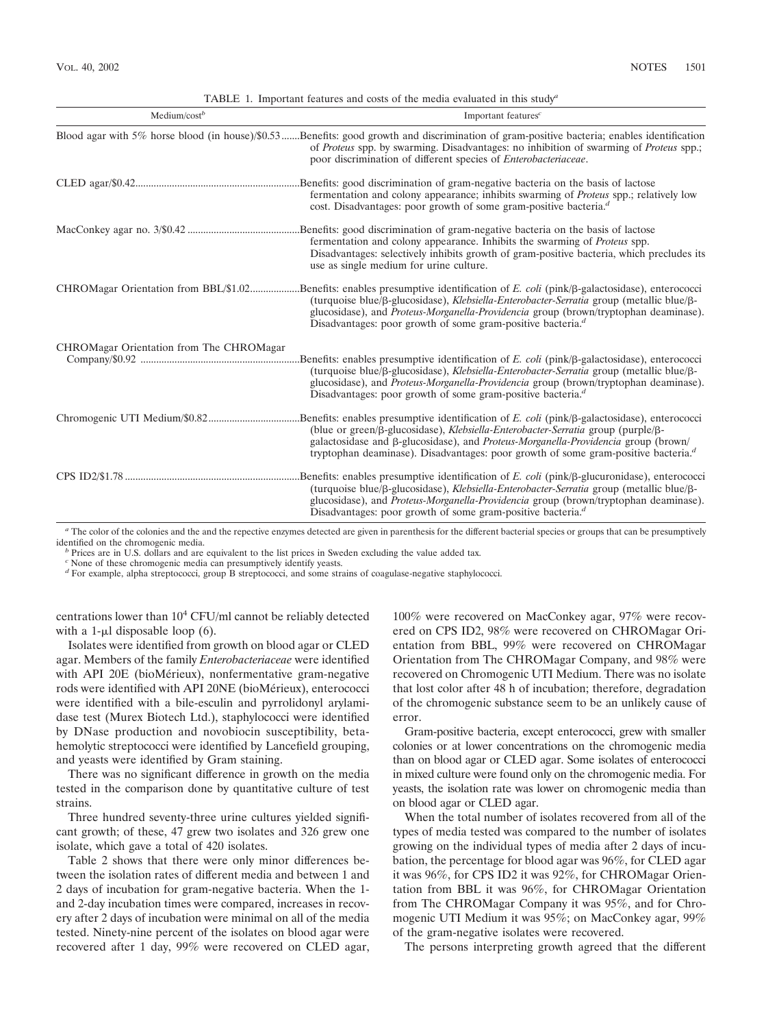TABLE 1. Important features and costs of the media evaluated in this study[a]

| Medium/cost[b] | Important features[c] |
|---|---|
| Blood agar with 5% horse blood (in house)/$0.53 | Benefits: good growth and discrimination of gram-positive bacteria; enables identification of *Proteus* spp. by swarming. Disadvantages: no inhibition of swarming of *Proteus* spp.; poor discrimination of different species of *Enterobacteriaceae*. |
| CLED agar/$0.42 | Benefits: good discrimination of gram-negative bacteria on the basis of lactose fermentation and colony appearance; inhibits swarming of *Proteus* spp.; relatively low cost. Disadvantages: poor growth of some gram-positive bacteria.[d] |
| MacConkey agar no. 3/$0.42 | Benefits: good discrimination of gram-negative bacteria on the basis of lactose fermentation and colony appearance. Inhibits the swarming of *Proteus* spp. Disadvantages: selectively inhibits growth of gram-positive bacteria, which precludes its use as single medium for urine culture. |
| CHROMagar Orientation from BBL/$1.02 | Benefits: enables presumptive identification of *E. coli* (pink/β-galactosidase), enterococci (turquoise blue/β-glucosidase), *Klebsiella-Enterobacter-Serratia* group (metallic blue/β-glucosidase), and *Proteus-Morganella-Providencia* group (brown/tryptophan deaminase). Disadvantages: poor growth of some gram-positive bacteria.[d] |
| CHROMagar Orientation from The CHROMagar Company/$0.92 | Benefits: enables presumptive identification of *E. coli* (pink/β-galactosidase), enterococci (turquoise blue/β-glucosidase), *Klebsiella-Enterobacter-Serratia* group (metallic blue/β-glucosidase), and *Proteus-Morganella-Providencia* group (brown/tryptophan deaminase). Disadvantages: poor growth of some gram-positive bacteria.[d] |
| Chromogenic UTI Medium/$0.82 | Benefits: enables presumptive identification of *E. coli* (pink/β-galactosidase), enterococci (blue or green/β-glucosidase), *Klebsiella-Enterobacter-Serratia* group (purple/β-galactosidase and β-glucosidase), and *Proteus-Morganella-Providencia* group (brown/tryptophan deaminase). Disadvantages: poor growth of some gram-positive bacteria.[d] |
| CPS ID2/$1.78 | Benefits: enables presumptive identification of *E. coli* (pink/β-glucuronidase), enterococci (turquoise blue/β-glucosidase), *Klebsiella-Enterobacter-Serratia* group (metallic blue/β-glucosidase), and *Proteus-Morganella-Providencia* group (brown/tryptophan deaminase). Disadvantages: poor growth of some gram-positive bacteria.[d] |

[a] The color of the colonies and the and the repective enzymes detected are given in parenthesis for the different bacterial species or groups that can be presumptively identified on the chromogenic media.

[b] Prices are in U.S. dollars and are equivalent to the list prices in Sweden excluding the value added tax.

[c] None of these chromogenic media can presumptively identify yeasts.

[d] For example, alpha streptococci, group B streptococci, and some strains of coagulase-negative staphylococci.

centrations lower than $10^4$ CFU/ml cannot be reliably detected with a 1-μl disposable loop (6).

Isolates were identified from growth on blood agar or CLED agar. Members of the family *Enterobacteriaceae* were identified with API 20E (bioMérieux), nonfermentative gram-negative rods were identified with API 20NE (bioMérieux), enterococci were identified with a bile-esculin and pyrrolidonyl arylamidase test (Murex Biotech Ltd.), staphylococci were identified by DNase production and novobiocin susceptibility, beta-hemolytic streptococci were identified by Lancefield grouping, and yeasts were identified by Gram staining.

There was no significant difference in growth on the media tested in the comparison done by quantitative culture of test strains.

Three hundred seventy-three urine cultures yielded significant growth; of these, 47 grew two isolates and 326 grew one isolate, which gave a total of 420 isolates.

Table 2 shows that there were only minor differences between the isolation rates of different media and between 1 and 2 days of incubation for gram-negative bacteria. When the 1- and 2-day incubation times were compared, increases in recovery after 2 days of incubation were minimal on all of the media tested. Ninety-nine percent of the isolates on blood agar were recovered after 1 day, 99% were recovered on CLED agar, 100% were recovered on MacConkey agar, 97% were recovered on CPS ID2, 98% were recovered on CHROMagar Orientation from BBL, 99% were recovered on CHROMagar Orientation from The CHROMagar Company, and 98% were recovered on Chromogenic UTI Medium. There was no isolate that lost color after 48 h of incubation; therefore, degradation of the chromogenic substance seem to be an unlikely cause of error.

Gram-positive bacteria, except enterococci, grew with smaller colonies or at lower concentrations on the chromogenic media than on blood agar or CLED agar. Some isolates of enterococci in mixed culture were found only on the chromogenic media. For yeasts, the isolation rate was lower on chromogenic media than on blood agar or CLED agar.

When the total number of isolates recovered from all of the types of media tested was compared to the number of isolates growing on the individual types of media after 2 days of incubation, the percentage for blood agar was 96%, for CLED agar it was 96%, for CPS ID2 it was 92%, for CHROMagar Orientation from BBL it was 96%, for CHROMagar Orientation from The CHROMagar Company it was 95%, and for Chromogenic UTI Medium it was 95%; on MacConkey agar, 99% of the gram-negative isolates were recovered.

The persons interpreting growth agreed that the different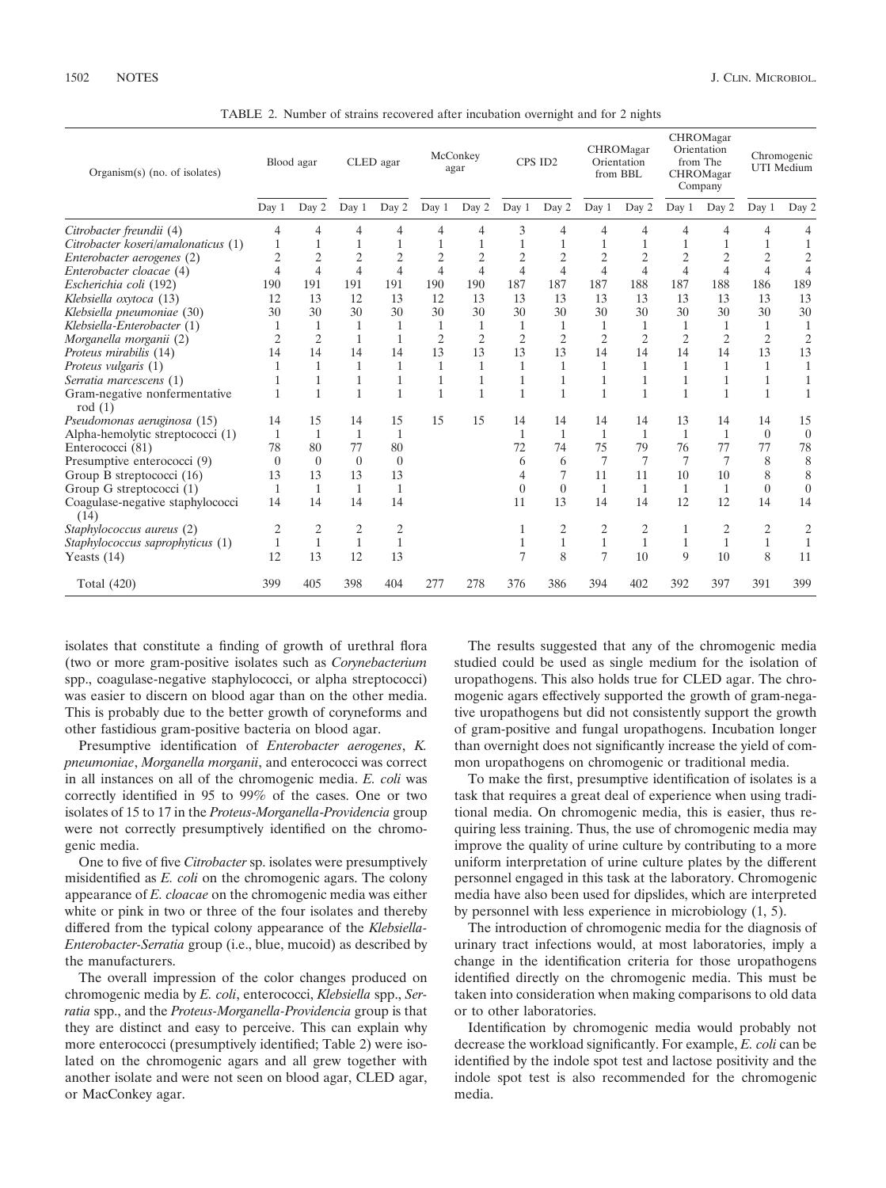TABLE 2. Number of strains recovered after incubation overnight and for 2 nights

| Organism(s) (no. of isolates) | Blood agar | | CLED agar | | McConkey agar | | CPS ID2 | | CHROMagar Orientation from BBL | | CHROMagar Orientation from The CHROMagar Company | | Chromogenic UTI Medium | |
|---|---|---|---|---|---|---|---|---|---|---|---|---|---|---|
| | Day 1 | Day 2 | Day 1 | Day 2 | Day 1 | Day 2 | Day 1 | Day 2 | Day 1 | Day 2 | Day 1 | Day 2 | Day 1 | Day 2 |
| *Citrobacter freundii* (4) | 4 | 4 | 4 | 4 | 4 | 4 | 3 | 4 | 4 | 4 | 4 | 4 | 4 | 4 |
| *Citrobacter koseri/amalonaticus* (1) | 1 | 1 | 1 | 1 | 1 | 1 | 1 | 1 | 1 | 1 | 1 | 1 | 1 | 1 |
| *Enterobacter aerogenes* (2) | 2 | 2 | 2 | 2 | 2 | 2 | 2 | 2 | 2 | 2 | 2 | 2 | 2 | 2 |
| *Enterobacter cloacae* (4) | 4 | 4 | 4 | 4 | 4 | 4 | 4 | 4 | 4 | 4 | 4 | 4 | 4 | 4 |
| *Escherichia coli* (192) | 190 | 191 | 191 | 191 | 190 | 190 | 187 | 187 | 187 | 188 | 187 | 188 | 186 | 189 |
| *Klebsiella oxytoca* (13) | 12 | 13 | 12 | 13 | 12 | 13 | 13 | 13 | 13 | 13 | 13 | 13 | 13 | 13 |
| *Klebsiella pneumoniae* (30) | 30 | 30 | 30 | 30 | 30 | 30 | 30 | 30 | 30 | 30 | 30 | 30 | 30 | 30 |
| *Klebsiella-Enterobacter* (1) | 1 | 1 | 1 | 1 | 1 | 1 | 1 | 1 | 1 | 1 | 1 | 1 | 1 | 1 |
| *Morganella morganii* (2) | 2 | 2 | 1 | 1 | 2 | 2 | 2 | 2 | 2 | 2 | 2 | 2 | 2 | 2 |
| *Proteus mirabilis* (14) | 14 | 14 | 14 | 14 | 13 | 13 | 13 | 13 | 14 | 14 | 14 | 14 | 13 | 13 |
| *Proteus vulgaris* (1) | 1 | 1 | 1 | 1 | 1 | 1 | 1 | 1 | 1 | 1 | 1 | 1 | 1 | 1 |
| *Serratia marcescens* (1) | 1 | 1 | 1 | 1 | 1 | 1 | 1 | 1 | 1 | 1 | 1 | 1 | 1 | 1 |
| Gram-negative nonfermentative rod (1) | 1 | 1 | 1 | 1 | 1 | 1 | 1 | 1 | 1 | 1 | 1 | 1 | 1 | 1 |
| *Pseudomonas aeruginosa* (15) | 14 | 15 | 14 | 15 | 15 | 15 | 14 | 14 | 14 | 14 | 13 | 14 | 14 | 15 |
| Alpha-hemolytic streptococci (1) | 1 | 1 | 1 | 1 | | | 1 | 1 | 1 | 1 | 1 | 1 | 0 | 0 |
| Enterococci (81) | 78 | 80 | 77 | 80 | | | 72 | 74 | 75 | 79 | 76 | 77 | 77 | 78 |
| Presumptive enterococci (9) | 0 | 0 | 0 | 0 | | | 6 | 6 | 7 | 7 | 7 | 7 | 8 | 8 |
| Group B streptococci (16) | 13 | 13 | 13 | 13 | | | 4 | 7 | 11 | 11 | 10 | 10 | 8 | 8 |
| Group G streptococci (1) | 1 | 1 | 1 | 1 | | | 0 | 0 | 1 | 1 | 1 | 1 | 0 | 0 |
| Coagulase-negative staphylococci (14) | 14 | 14 | 14 | 14 | | | 11 | 13 | 14 | 14 | 12 | 12 | 14 | 14 |
| *Staphylococcus aureus* (2) | 2 | 2 | 2 | 2 | | | 1 | 2 | 2 | 2 | 1 | 2 | 2 | 2 |
| *Staphylococcus saprophyticus* (1) | 1 | 1 | 1 | 1 | | | 1 | 1 | 1 | 1 | 1 | 1 | 1 | 1 |
| Yeasts (14) | 12 | 13 | 12 | 13 | | | 7 | 8 | 7 | 10 | 9 | 10 | 8 | 11 |
| Total (420) | 399 | 405 | 398 | 404 | 277 | 278 | 376 | 386 | 394 | 402 | 392 | 397 | 391 | 399 |

isolates that constitute a finding of growth of urethral flora (two or more gram-positive isolates such as *Corynebacterium* spp., coagulase-negative staphylococci, or alpha streptococci) was easier to discern on blood agar than on the other media. This is probably due to the better growth of coryneforms and other fastidious gram-positive bacteria on blood agar.

Presumptive identification of *Enterobacter aerogenes*, *K. pneumoniae*, *Morganella morganii*, and enterococci was correct in all instances on all of the chromogenic media. *E. coli* was correctly identified in 95 to 99% of the cases. One or two isolates of 15 to 17 in the *Proteus-Morganella-Providencia* group were not correctly presumptively identified on the chromogenic media.

One to five of five *Citrobacter* sp. isolates were presumptively misidentified as *E. coli* on the chromogenic agars. The colony appearance of *E. cloacae* on the chromogenic media was either white or pink in two or three of the four isolates and thereby differed from the typical colony appearance of the *Klebsiella-Enterobacter-Serratia* group (i.e., blue, mucoid) as described by the manufacturers.

The overall impression of the color changes produced on chromogenic media by *E. coli*, enterococci, *Klebsiella* spp., *Serratia* spp., and the *Proteus-Morganella-Providencia* group is that they are distinct and easy to perceive. This can explain why more enterococci (presumptively identified; Table 2) were isolated on the chromogenic agars and all grew together with another isolate and were not seen on blood agar, CLED agar, or MacConkey agar.

The results suggested that any of the chromogenic media studied could be used as single medium for the isolation of uropathogens. This also holds true for CLED agar. The chromogenic agars effectively supported the growth of gram-negative uropathogens but did not consistently support the growth of gram-positive and fungal uropathogens. Incubation longer than overnight does not significantly increase the yield of common uropathogens on chromogenic or traditional media.

To make the first, presumptive identification of isolates is a task that requires a great deal of experience when using traditional media. On chromogenic media, this is easier, thus requiring less training. Thus, the use of chromogenic media may improve the quality of urine culture by contributing to a more uniform interpretation of urine culture plates by the different personnel engaged in this task at the laboratory. Chromogenic media have also been used for dipslides, which are interpreted by personnel with less experience in microbiology (1, 5).

The introduction of chromogenic media for the diagnosis of urinary tract infections would, at most laboratories, imply a change in the identification criteria for those uropathogens identified directly on the chromogenic media. This must be taken into consideration when making comparisons to old data or to other laboratories.

Identification by chromogenic media would probably not decrease the workload significantly. For example, *E. coli* can be identified by the indole spot test and lactose positivity and the indole spot test is also recommended for the chromogenic media.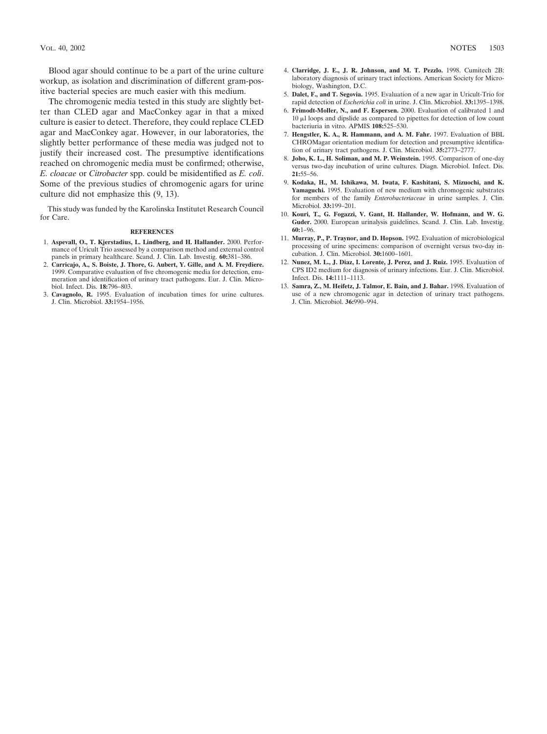Blood agar should continue to be a part of the urine culture workup, as isolation and discrimination of different gram-positive bacterial species are much easier with this medium.

The chromogenic media tested in this study are slightly better than CLED agar and MacConkey agar in that a mixed culture is easier to detect. Therefore, they could replace CLED agar and MacConkey agar. However, in our laboratories, the slightly better performance of these media was judged not to justify their increased cost. The presumptive identifications reached on chromogenic media must be confirmed; otherwise, *E. cloacae* or *Citrobacter* spp. could be misidentified as *E. coli*. Some of the previous studies of chromogenic agars for urine culture did not emphasize this (9, 13).

This study was funded by the Karolinska Institutet Research Council for Care.

## REFERENCES

1. **Aspevall, O., T. Kjerstadius, L. Lindberg, and H. Hallander.** 2000. Performance of Uricult Trio assessed by a comparison method and external control panels in primary healthcare. Scand. J. Clin. Lab. Investig. **60:**381–386.
2. **Carricajo, A., S. Boiste, J. Thore, G. Aubert, Y. Gille, and A. M. Freydiere.** 1999. Comparative evaluation of five chromogenic media for detection, enumeration and identification of urinary tract pathogens. Eur. J. Clin. Microbiol. Infect. Dis. **18:**796–803.
3. **Cavagnolo, R.** 1995. Evaluation of incubation times for urine cultures. J. Clin. Microbiol. **33:**1954–1956.
4. **Clarridge, J. E., J. R. Johnson, and M. T. Pezzlo.** 1998. Cumitech 2B: laboratory diagnosis of urinary tract infections. American Society for Microbiology, Washington, D.C.
5. **Dalet, F., and T. Segovia.** 1995. Evaluation of a new agar in Uricult-Trio for rapid detection of *Escherichia coli* in urine. J. Clin. Microbiol. **33:**1395–1398.
6. **Frimodt-Moller, N., and F. Espersen.** 2000. Evaluation of calibrated 1 and 10 μl loops and dipslide as compared to pipettes for detection of low count bacteriuria in vitro. APMIS **108:**525–530.
7. **Hengstler, K. A., R. Hammann, and A. M. Fahr.** 1997. Evaluation of BBL CHROMagar orientation medium for detection and presumptive identification of urinary tract pathogens. J. Clin. Microbiol. **35:**2773–2777.
8. **Joho, K. L., H. Soliman, and M. P. Weinstein.** 1995. Comparison of one-day versus two-day incubation of urine cultures. Diagn. Microbiol. Infect. Dis. **21:**55–56.
9. **Kodaka, H., M. Ishikawa, M. Iwata, F. Kashitani, S. Mizuochi, and K. Yamaguchi.** 1995. Evaluation of new medium with chromogenic substrates for members of the family *Enterobacteriaceae* in urine samples. J. Clin. Microbiol. **33:**199–201.
10. **Kouri, T., G. Fogazzi, V. Gant, H. Hallander, W. Hofmann, and W. G. Guder.** 2000. European urinalysis guidelines. Scand. J. Clin. Lab. Investig. **60:**1–96.
11. **Murray, P., P. Traynor, and D. Hopson.** 1992. Evaluation of microbiological processing of urine specimens: comparison of overnight versus two-day incubation. J. Clin. Microbiol. **30:**1600–1601.
12. **Nunez, M. L., J. Diaz, I. Lorente, J. Perez, and J. Ruiz.** 1995. Evaluation of CPS ID2 medium for diagnosis of urinary infections. Eur. J. Clin. Microbiol. Infect. Dis. **14:**1111–1113.
13. **Samra, Z., M. Heifetz, J. Talmor, E. Bain, and J. Bahar.** 1998. Evaluation of use of a new chromogenic agar in detection of urinary tract pathogens. J. Clin. Microbiol. **36:**990–994.